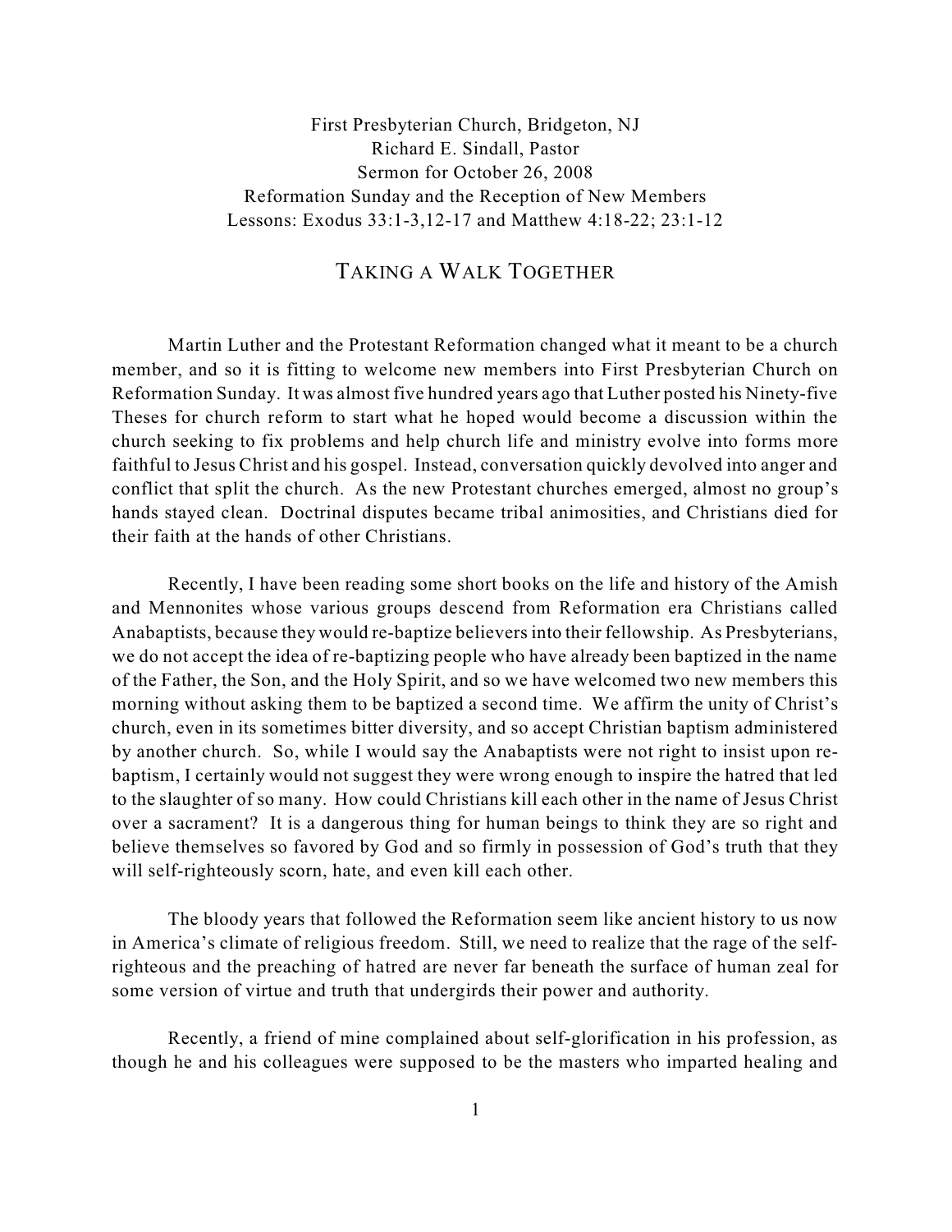First Presbyterian Church, Bridgeton, NJ
Richard E. Sindall, Pastor
Sermon for October 26, 2008
Reformation Sunday and the Reception of New Members
Lessons: Exodus 33:1-3,12-17 and Matthew 4:18-22; 23:1-12

# TAKING A WALK TOGETHER

Martin Luther and the Protestant Reformation changed what it meant to be a church member, and so it is fitting to welcome new members into First Presbyterian Church on Reformation Sunday. It was almost five hundred years ago that Luther posted his Ninety-five Theses for church reform to start what he hoped would become a discussion within the church seeking to fix problems and help church life and ministry evolve into forms more faithful to Jesus Christ and his gospel. Instead, conversation quickly devolved into anger and conflict that split the church. As the new Protestant churches emerged, almost no group's hands stayed clean. Doctrinal disputes became tribal animosities, and Christians died for their faith at the hands of other Christians.

Recently, I have been reading some short books on the life and history of the Amish and Mennonites whose various groups descend from Reformation era Christians called Anabaptists, because they would re-baptize believers into their fellowship. As Presbyterians, we do not accept the idea of re-baptizing people who have already been baptized in the name of the Father, the Son, and the Holy Spirit, and so we have welcomed two new members this morning without asking them to be baptized a second time. We affirm the unity of Christ's church, even in its sometimes bitter diversity, and so accept Christian baptism administered by another church. So, while I would say the Anabaptists were not right to insist upon re-baptism, I certainly would not suggest they were wrong enough to inspire the hatred that led to the slaughter of so many. How could Christians kill each other in the name of Jesus Christ over a sacrament? It is a dangerous thing for human beings to think they are so right and believe themselves so favored by God and so firmly in possession of God's truth that they will self-righteously scorn, hate, and even kill each other.

The bloody years that followed the Reformation seem like ancient history to us now in America's climate of religious freedom. Still, we need to realize that the rage of the self-righteous and the preaching of hatred are never far beneath the surface of human zeal for some version of virtue and truth that undergirds their power and authority.

Recently, a friend of mine complained about self-glorification in his profession, as though he and his colleagues were supposed to be the masters who imparted healing and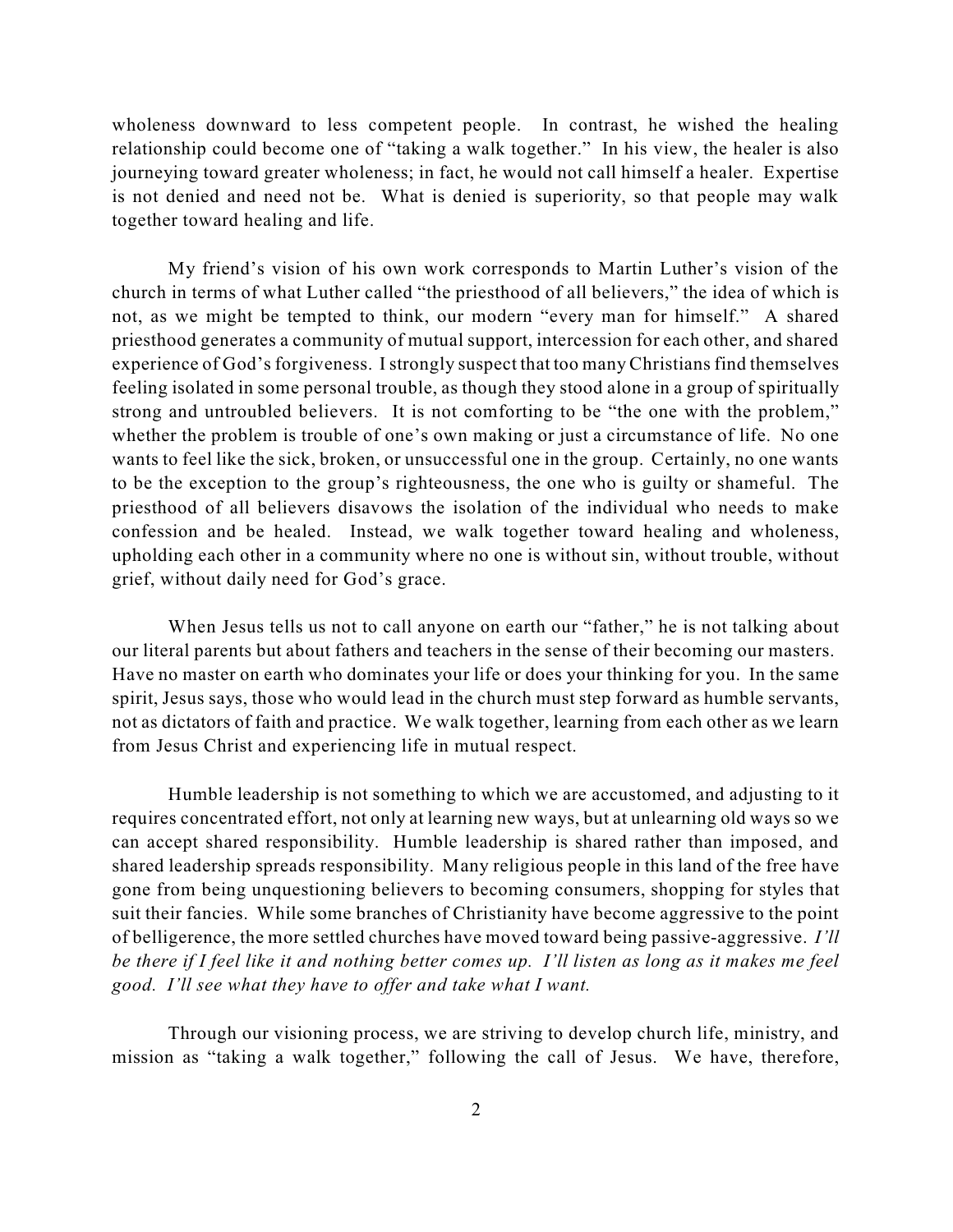wholeness downward to less competent people. In contrast, he wished the healing relationship could become one of "taking a walk together." In his view, the healer is also journeying toward greater wholeness; in fact, he would not call himself a healer. Expertise is not denied and need not be. What is denied is superiority, so that people may walk together toward healing and life.

My friend's vision of his own work corresponds to Martin Luther's vision of the church in terms of what Luther called "the priesthood of all believers," the idea of which is not, as we might be tempted to think, our modern "every man for himself." A shared priesthood generates a community of mutual support, intercession for each other, and shared experience of God's forgiveness. I strongly suspect that too many Christians find themselves feeling isolated in some personal trouble, as though they stood alone in a group of spiritually strong and untroubled believers. It is not comforting to be "the one with the problem," whether the problem is trouble of one's own making or just a circumstance of life. No one wants to feel like the sick, broken, or unsuccessful one in the group. Certainly, no one wants to be the exception to the group's righteousness, the one who is guilty or shameful. The priesthood of all believers disavows the isolation of the individual who needs to make confession and be healed. Instead, we walk together toward healing and wholeness, upholding each other in a community where no one is without sin, without trouble, without grief, without daily need for God's grace.

When Jesus tells us not to call anyone on earth our "father," he is not talking about our literal parents but about fathers and teachers in the sense of their becoming our masters. Have no master on earth who dominates your life or does your thinking for you. In the same spirit, Jesus says, those who would lead in the church must step forward as humble servants, not as dictators of faith and practice. We walk together, learning from each other as we learn from Jesus Christ and experiencing life in mutual respect.

Humble leadership is not something to which we are accustomed, and adjusting to it requires concentrated effort, not only at learning new ways, but at unlearning old ways so we can accept shared responsibility. Humble leadership is shared rather than imposed, and shared leadership spreads responsibility. Many religious people in this land of the free have gone from being unquestioning believers to becoming consumers, shopping for styles that suit their fancies. While some branches of Christianity have become aggressive to the point of belligerence, the more settled churches have moved toward being passive-aggressive. *I'll be there if I feel like it and nothing better comes up. I'll listen as long as it makes me feel good. I'll see what they have to offer and take what I want.*

Through our visioning process, we are striving to develop church life, ministry, and mission as "taking a walk together," following the call of Jesus. We have, therefore,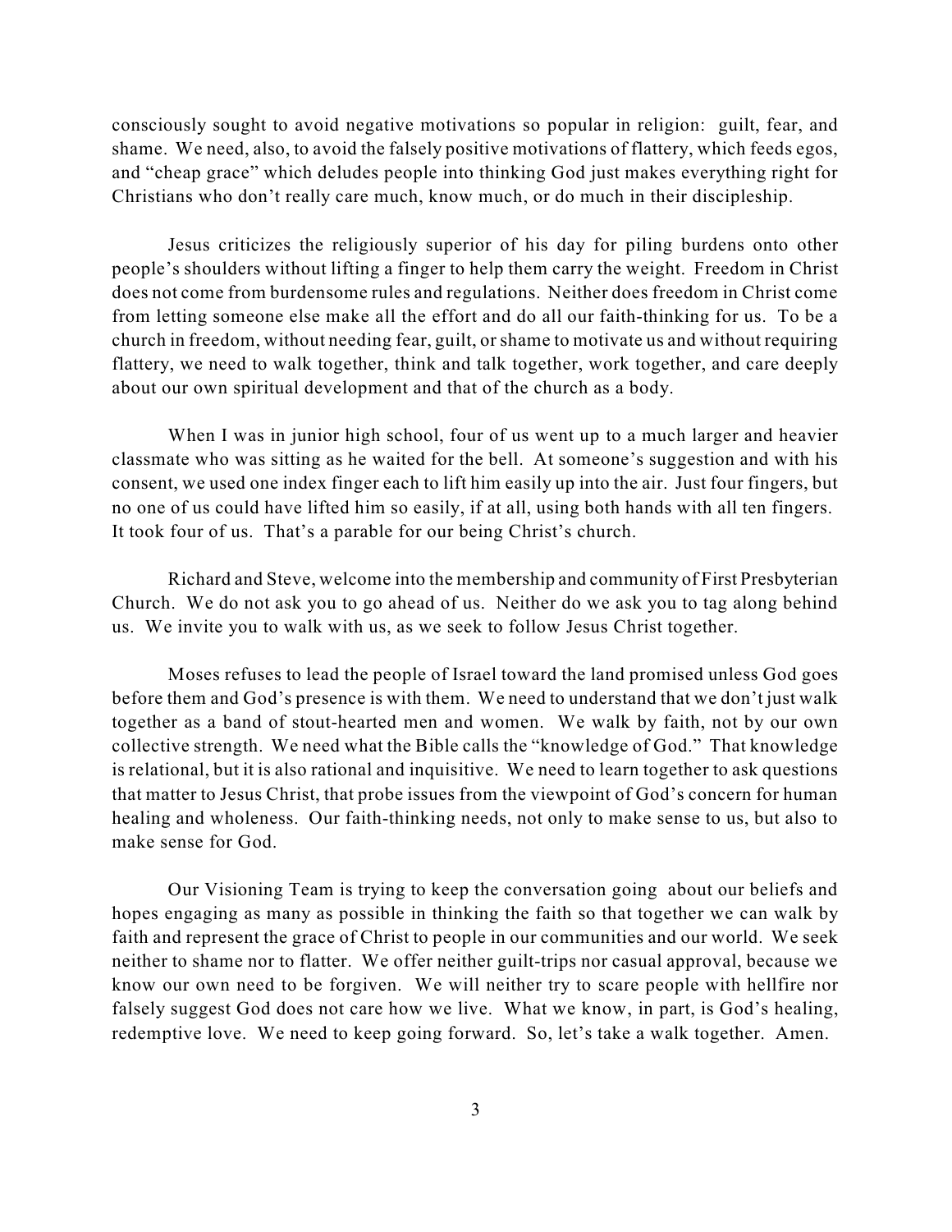consciously sought to avoid negative motivations so popular in religion: guilt, fear, and shame. We need, also, to avoid the falsely positive motivations of flattery, which feeds egos, and "cheap grace" which deludes people into thinking God just makes everything right for Christians who don't really care much, know much, or do much in their discipleship.

Jesus criticizes the religiously superior of his day for piling burdens onto other people's shoulders without lifting a finger to help them carry the weight. Freedom in Christ does not come from burdensome rules and regulations. Neither does freedom in Christ come from letting someone else make all the effort and do all our faith-thinking for us. To be a church in freedom, without needing fear, guilt, or shame to motivate us and without requiring flattery, we need to walk together, think and talk together, work together, and care deeply about our own spiritual development and that of the church as a body.

When I was in junior high school, four of us went up to a much larger and heavier classmate who was sitting as he waited for the bell. At someone's suggestion and with his consent, we used one index finger each to lift him easily up into the air. Just four fingers, but no one of us could have lifted him so easily, if at all, using both hands with all ten fingers. It took four of us. That's a parable for our being Christ's church.

Richard and Steve, welcome into the membership and community of First Presbyterian Church. We do not ask you to go ahead of us. Neither do we ask you to tag along behind us. We invite you to walk with us, as we seek to follow Jesus Christ together.

Moses refuses to lead the people of Israel toward the land promised unless God goes before them and God's presence is with them. We need to understand that we don't just walk together as a band of stout-hearted men and women. We walk by faith, not by our own collective strength. We need what the Bible calls the "knowledge of God." That knowledge is relational, but it is also rational and inquisitive. We need to learn together to ask questions that matter to Jesus Christ, that probe issues from the viewpoint of God's concern for human healing and wholeness. Our faith-thinking needs, not only to make sense to us, but also to make sense for God.

Our Visioning Team is trying to keep the conversation going about our beliefs and hopes engaging as many as possible in thinking the faith so that together we can walk by faith and represent the grace of Christ to people in our communities and our world. We seek neither to shame nor to flatter. We offer neither guilt-trips nor casual approval, because we know our own need to be forgiven. We will neither try to scare people with hellfire nor falsely suggest God does not care how we live. What we know, in part, is God's healing, redemptive love. We need to keep going forward. So, let's take a walk together. Amen.